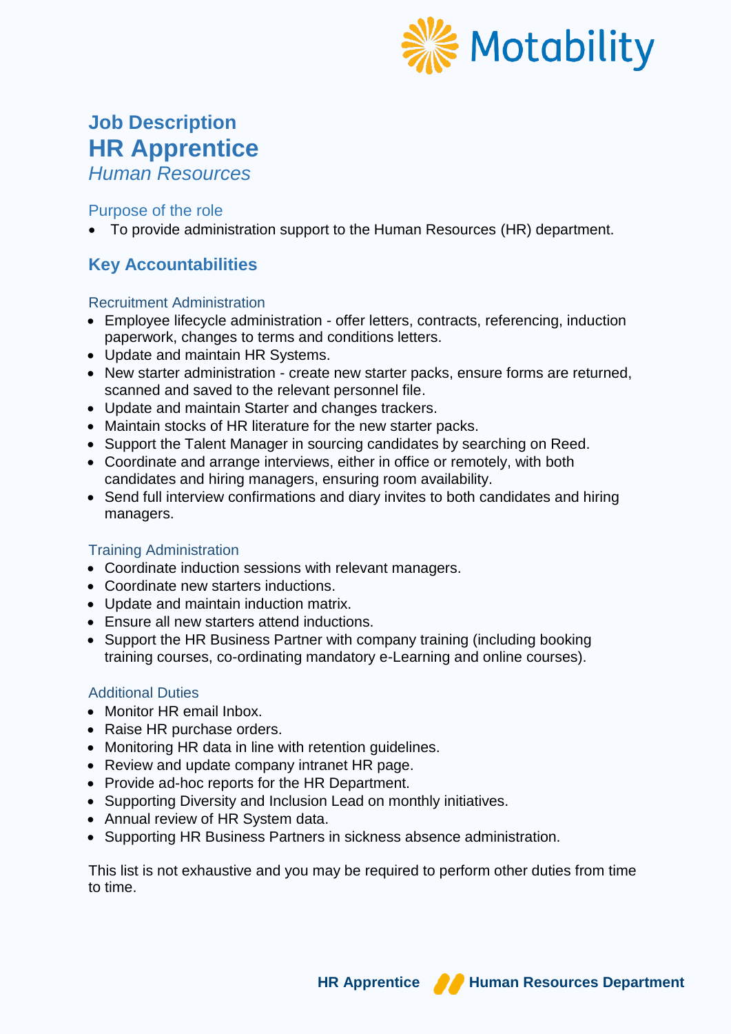Motability

# Job Description
# HR Apprentice
*Human Resources*

## Purpose of the role

- To provide administration support to the Human Resources (HR) department.

## Key Accountabilities

### Recruitment Administration

- Employee lifecycle administration - offer letters, contracts, referencing, induction paperwork, changes to terms and conditions letters.
- Update and maintain HR Systems.
- New starter administration - create new starter packs, ensure forms are returned, scanned and saved to the relevant personnel file.
- Update and maintain Starter and changes trackers.
- Maintain stocks of HR literature for the new starter packs.
- Support the Talent Manager in sourcing candidates by searching on Reed.
- Coordinate and arrange interviews, either in office or remotely, with both candidates and hiring managers, ensuring room availability.
- Send full interview confirmations and diary invites to both candidates and hiring managers.

### Training Administration

- Coordinate induction sessions with relevant managers.
- Coordinate new starters inductions.
- Update and maintain induction matrix.
- Ensure all new starters attend inductions.
- Support the HR Business Partner with company training (including booking training courses, co-ordinating mandatory e-Learning and online courses).

### Additional Duties

- Monitor HR email Inbox.
- Raise HR purchase orders.
- Monitoring HR data in line with retention guidelines.
- Review and update company intranet HR page.
- Provide ad-hoc reports for the HR Department.
- Supporting Diversity and Inclusion Lead on monthly initiatives.
- Annual review of HR System data.
- Supporting HR Business Partners in sickness absence administration.

This list is not exhaustive and you may be required to perform other duties from time to time.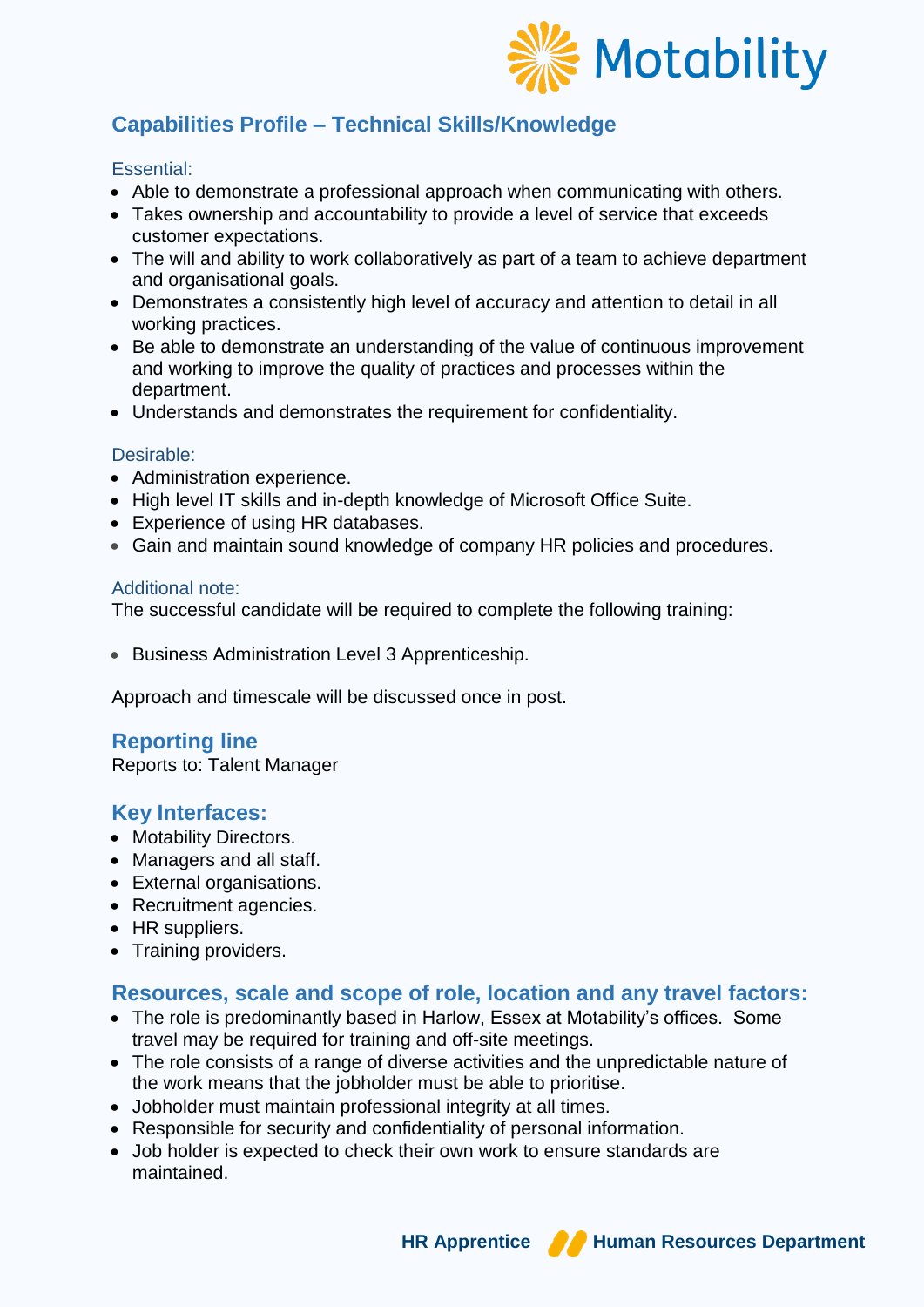## Capabilities Profile – Technical Skills/Knowledge

Essential:

- Able to demonstrate a professional approach when communicating with others.
- Takes ownership and accountability to provide a level of service that exceeds customer expectations.
- The will and ability to work collaboratively as part of a team to achieve department and organisational goals.
- Demonstrates a consistently high level of accuracy and attention to detail in all working practices.
- Be able to demonstrate an understanding of the value of continuous improvement and working to improve the quality of practices and processes within the department.
- Understands and demonstrates the requirement for confidentiality.

Desirable:

- Administration experience.
- High level IT skills and in-depth knowledge of Microsoft Office Suite.
- Experience of using HR databases.
- Gain and maintain sound knowledge of company HR policies and procedures.

Additional note:

The successful candidate will be required to complete the following training:

- Business Administration Level 3 Apprenticeship.

Approach and timescale will be discussed once in post.

## Reporting line

Reports to: Talent Manager

## Key Interfaces:

- Motability Directors.
- Managers and all staff.
- External organisations.
- Recruitment agencies.
- HR suppliers.
- Training providers.

## Resources, scale and scope of role, location and any travel factors:

- The role is predominantly based in Harlow, Essex at Motability's offices. Some travel may be required for training and off-site meetings.
- The role consists of a range of diverse activities and the unpredictable nature of the work means that the jobholder must be able to prioritise.
- Jobholder must maintain professional integrity at all times.
- Responsible for security and confidentiality of personal information.
- Job holder is expected to check their own work to ensure standards are maintained.